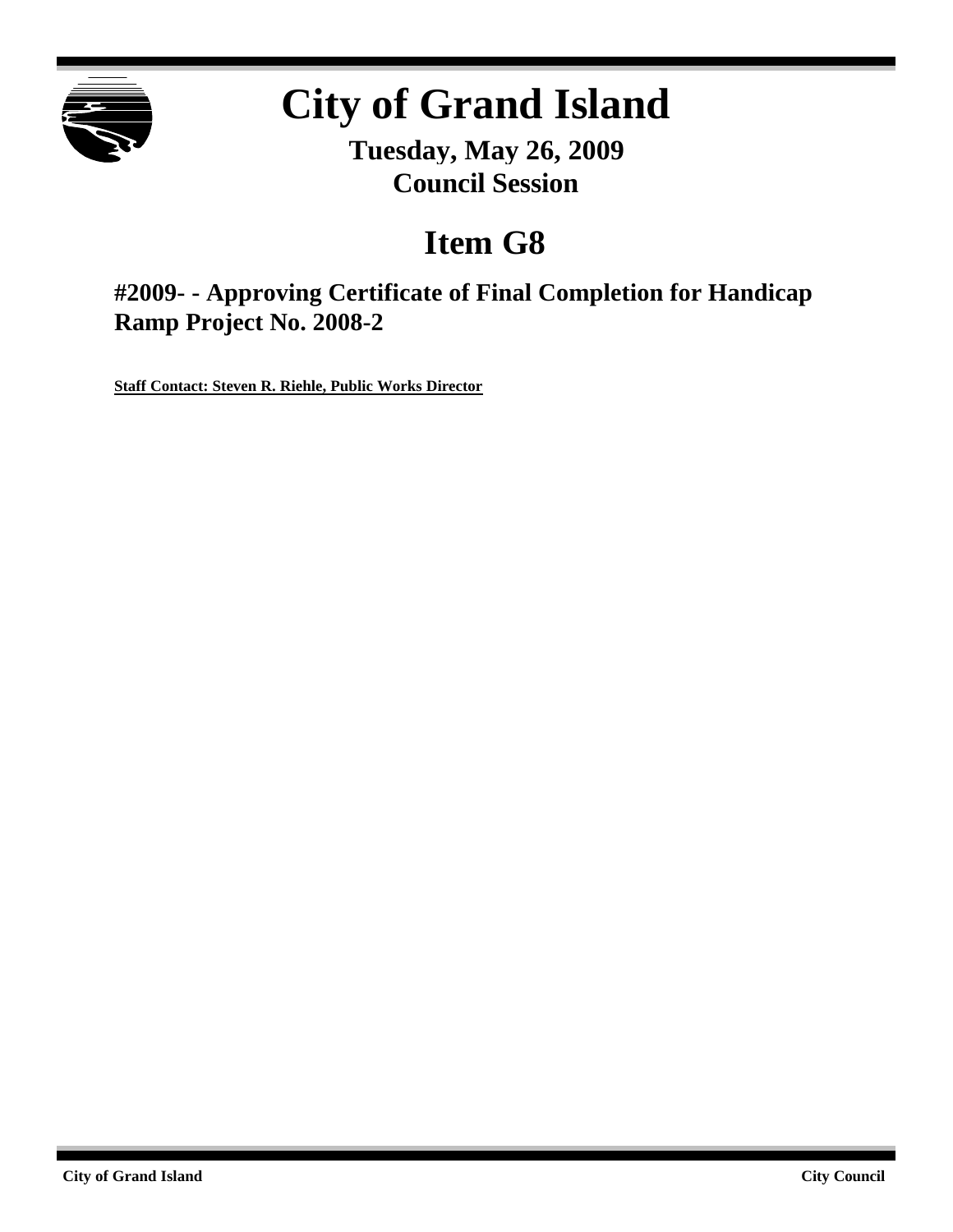# City of Grand Island

**Tuesday, May 26, 2009**
**Council Session**

# Item G8

## #2009- - Approving Certificate of Final Completion for Handicap Ramp Project No. 2008-2

**Staff Contact: Steven R. Riehle, Public Works Director**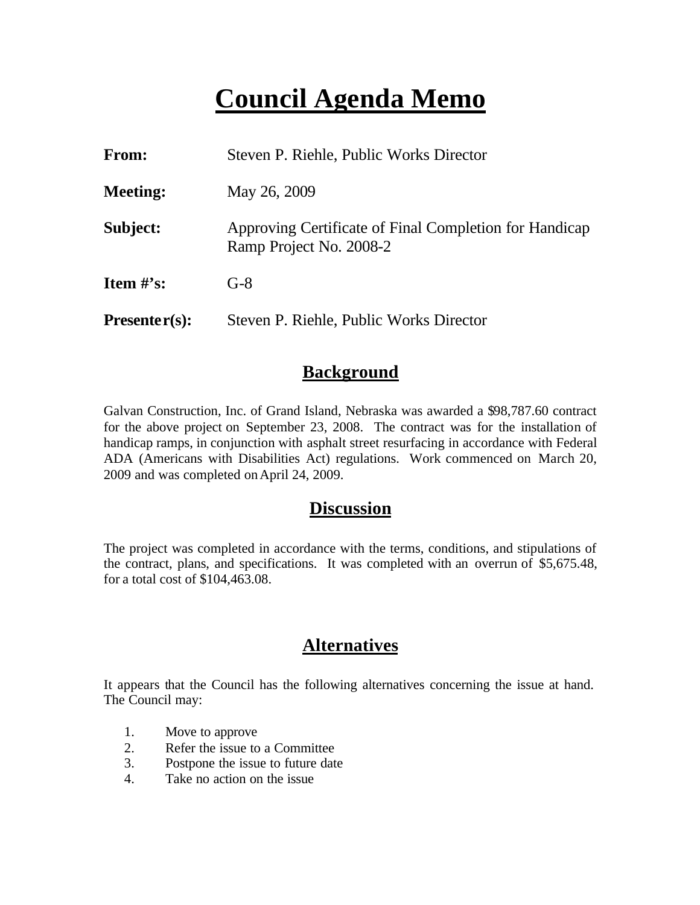# Council Agenda Memo

**From:** Steven P. Riehle, Public Works Director

**Meeting:** May 26, 2009

**Subject:** Approving Certificate of Final Completion for Handicap Ramp Project No. 2008-2

**Item #'s:** G-8

**Presenter(s):** Steven P. Riehle, Public Works Director

## Background

Galvan Construction, Inc. of Grand Island, Nebraska was awarded a $98,787.60 contract for the above project on September 23, 2008. The contract was for the installation of handicap ramps, in conjunction with asphalt street resurfacing in accordance with Federal ADA (Americans with Disabilities Act) regulations. Work commenced on March 20, 2009 and was completed on April 24, 2009.

## Discussion

The project was completed in accordance with the terms, conditions, and stipulations of the contract, plans, and specifications. It was completed with an overrun of $5,675.48, for a total cost of $104,463.08.

## Alternatives

It appears that the Council has the following alternatives concerning the issue at hand. The Council may:

1. Move to approve
2. Refer the issue to a Committee
3. Postpone the issue to future date
4. Take no action on the issue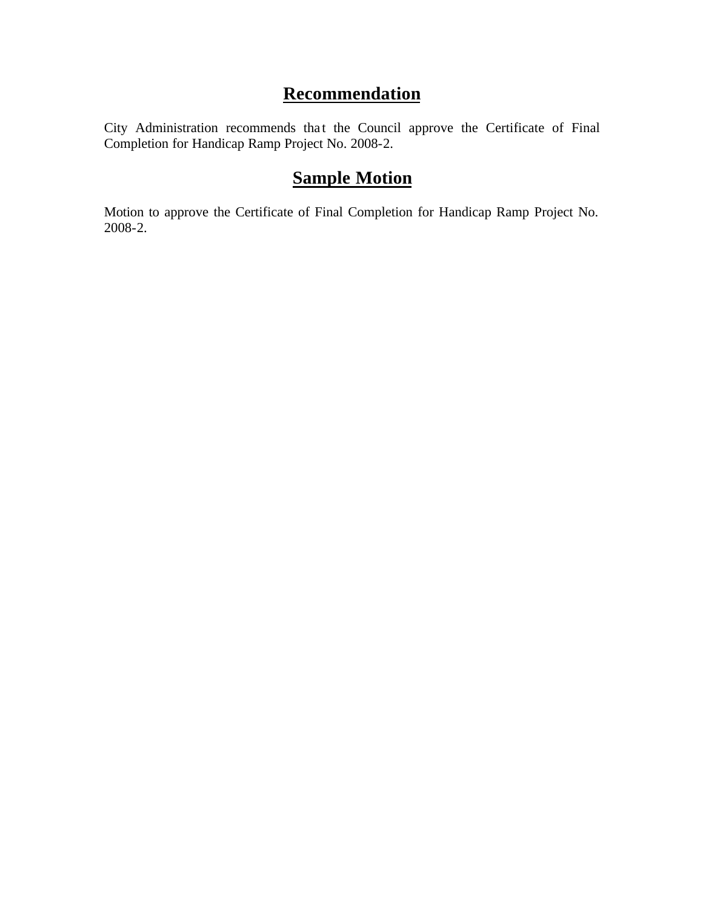## Recommendation

City Administration recommends that the Council approve the Certificate of Final Completion for Handicap Ramp Project No. 2008-2.

## Sample Motion

Motion to approve the Certificate of Final Completion for Handicap Ramp Project No. 2008-2.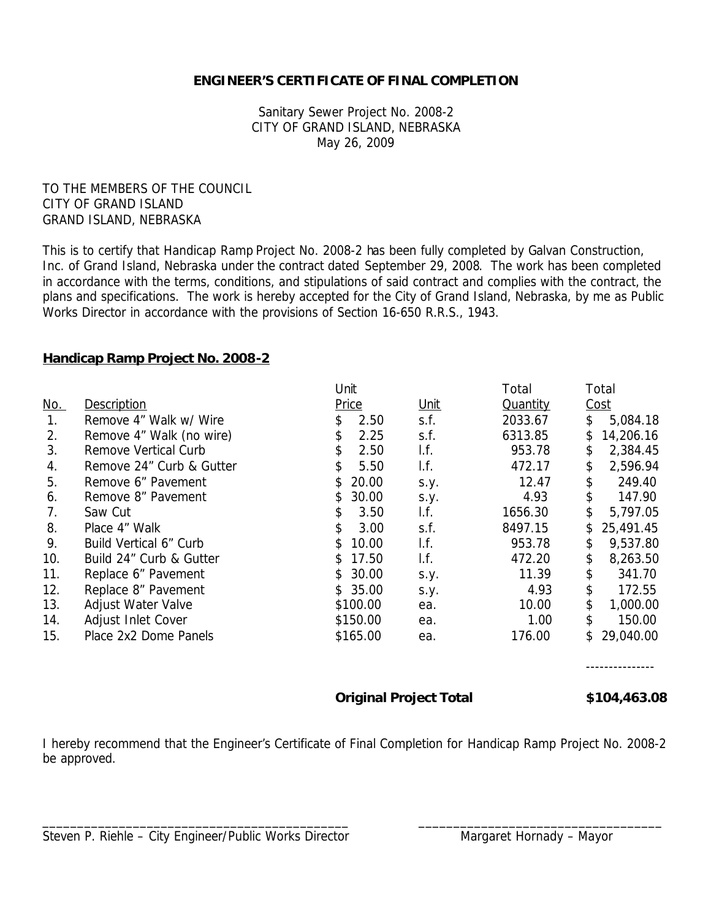**ENGINEER'S CERTIFICATE OF FINAL COMPLETION**

Sanitary Sewer Project No. 2008-2
CITY OF GRAND ISLAND, NEBRASKA
May 26, 2009

TO THE MEMBERS OF THE COUNCIL
CITY OF GRAND ISLAND
GRAND ISLAND, NEBRASKA

This is to certify that Handicap Ramp Project No. 2008-2 has been fully completed by Galvan Construction, Inc. of Grand Island, Nebraska under the contract dated September 29, 2008. The work has been completed in accordance with the terms, conditions, and stipulations of said contract and complies with the contract, the plans and specifications. The work is hereby accepted for the City of Grand Island, Nebraska, by me as Public Works Director in accordance with the provisions of Section 16-650 R.R.S., 1943.

**Handicap Ramp Project No. 2008-2**

| No. | Description | Unit Price | Unit | Total Quantity | Total Cost |
|---|---|---|---|---|---|
| 1. | Remove 4" Walk w/ Wire | $ 2.50 | s.f. | 2033.67 | $ 5,084.18 |
| 2. | Remove 4" Walk (no wire) | $ 2.25 | s.f. | 6313.85 | $ 14,206.16 |
| 3. | Remove Vertical Curb | $ 2.50 | l.f. | 953.78 | $ 2,384.45 |
| 4. | Remove 24" Curb & Gutter | $ 5.50 | l.f. | 472.17 | $ 2,596.94 |
| 5. | Remove 6" Pavement | $ 20.00 | s.y. | 12.47 | $ 249.40 |
| 6. | Remove 8" Pavement | $ 30.00 | s.y. | 4.93 | $ 147.90 |
| 7. | Saw Cut | $ 3.50 | l.f. | 1656.30 | $ 5,797.05 |
| 8. | Place 4" Walk | $ 3.00 | s.f. | 8497.15 | $ 25,491.45 |
| 9. | Build Vertical 6" Curb | $ 10.00 | l.f. | 953.78 | $ 9,537.80 |
| 10. | Build 24" Curb & Gutter | $ 17.50 | l.f. | 472.20 | $ 8,263.50 |
| 11. | Replace 6" Pavement | $ 30.00 | s.y. | 11.39 | $ 341.70 |
| 12. | Replace 8" Pavement | $ 35.00 | s.y. | 4.93 | $ 172.55 |
| 13. | Adjust Water Valve | $100.00 | ea. | 10.00 | $ 1,000.00 |
| 14. | Adjust Inlet Cover | $150.00 | ea. | 1.00 | $ 150.00 |
| 15. | Place 2x2 Dome Panels | $165.00 | ea. | 176.00 | $ 29,040.00 |
| | | | | | --------------- |
| | **Original Project Total** | | | | **$104,463.08** |

I hereby recommend that the Engineer's Certificate of Final Completion for Handicap Ramp Project No. 2008-2 be approved.

\_\_\_\_\_\_\_\_\_\_\_\_\_\_\_\_\_\_\_\_\_\_\_\_\_\_\_\_\_\_\_\_\_\_\_\_\_\_\_\_\_\_\_\_
Steven P. Riehle – City Engineer/Public Works Director

\_\_\_\_\_\_\_\_\_\_\_\_\_\_\_\_\_\_\_\_\_\_\_\_\_\_\_\_\_\_\_\_\_\_\_\_\_\_
Margaret Hornady – Mayor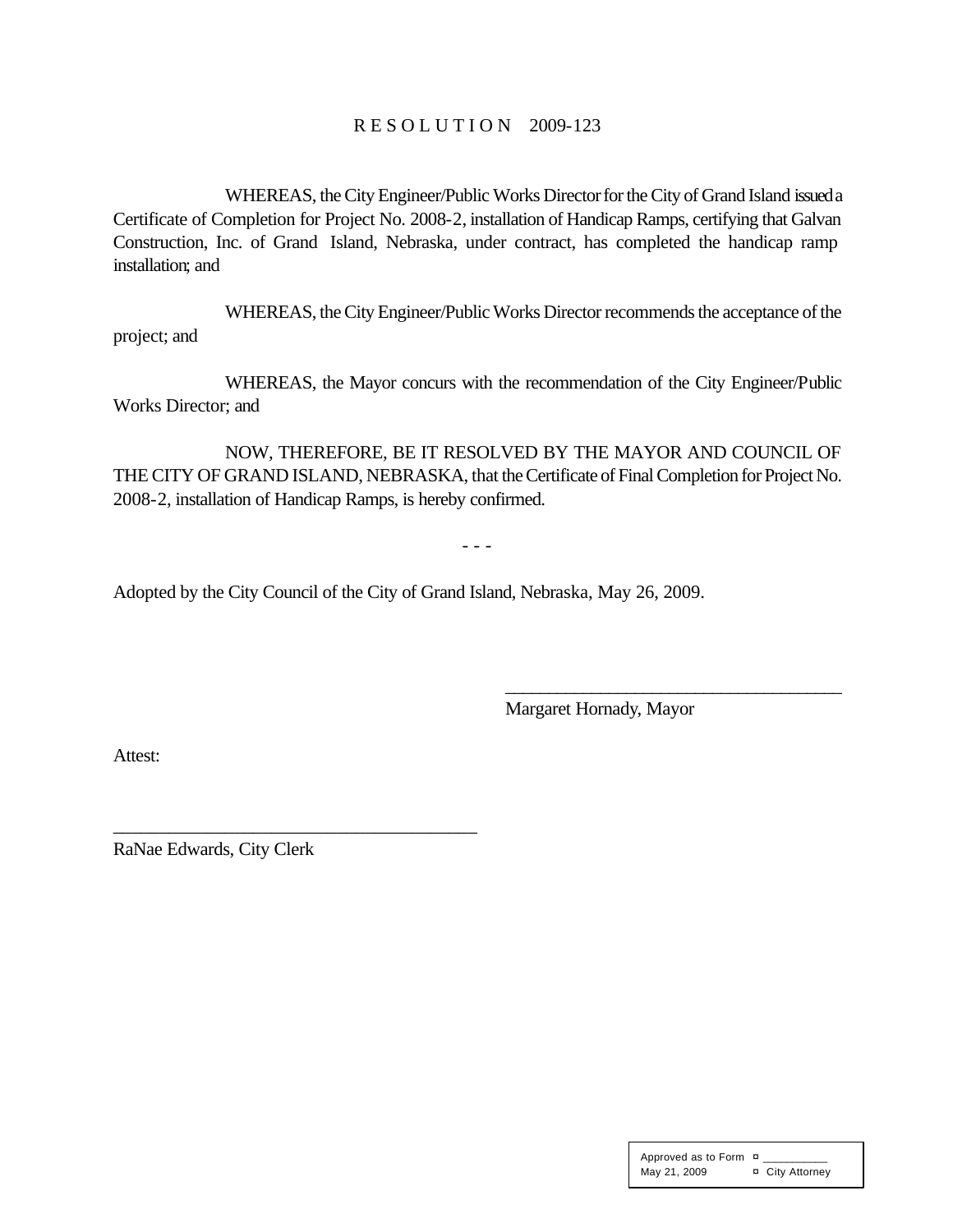# R E S O L U T I O N 2009-123

WHEREAS, the City Engineer/Public Works Director for the City of Grand Island issued a Certificate of Completion for Project No. 2008-2, installation of Handicap Ramps, certifying that Galvan Construction, Inc. of Grand Island, Nebraska, under contract, has completed the handicap ramp installation; and

WHEREAS, the City Engineer/Public Works Director recommends the acceptance of the project; and

WHEREAS, the Mayor concurs with the recommendation of the City Engineer/Public Works Director; and

NOW, THEREFORE, BE IT RESOLVED BY THE MAYOR AND COUNCIL OF THE CITY OF GRAND ISLAND, NEBRASKA, that the Certificate of Final Completion for Project No. 2008-2, installation of Handicap Ramps, is hereby confirmed.

- - -

Adopted by the City Council of the City of Grand Island, Nebraska, May 26, 2009.

_____________________________________
Margaret Hornady, Mayor

Attest:

_______________________________________
RaNae Edwards, City Clerk

| | |
|---|---|
| Approved as to Form | ¤ ___________ |
| May 21, 2009 | ¤ City Attorney |